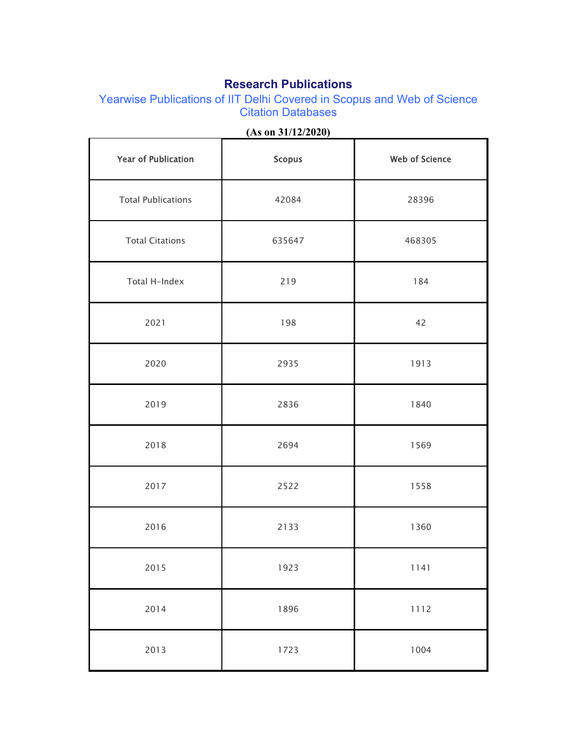# Research Publications

## Yearwise Publications of IIT Delhi Covered in Scopus and Web of Science Citation Databases

**(As on 31/12/2020)**

| Year of Publication | Scopus | Web of Science |
|---|---|---|
| Total Publications | 42084 | 28396 |
| Total Citations | 635647 | 468305 |
| Total H-Index | 219 | 184 |
| 2021 | 198 | 42 |
| 2020 | 2935 | 1913 |
| 2019 | 2836 | 1840 |
| 2018 | 2694 | 1569 |
| 2017 | 2522 | 1558 |
| 2016 | 2133 | 1360 |
| 2015 | 1923 | 1141 |
| 2014 | 1896 | 1112 |
| 2013 | 1723 | 1004 |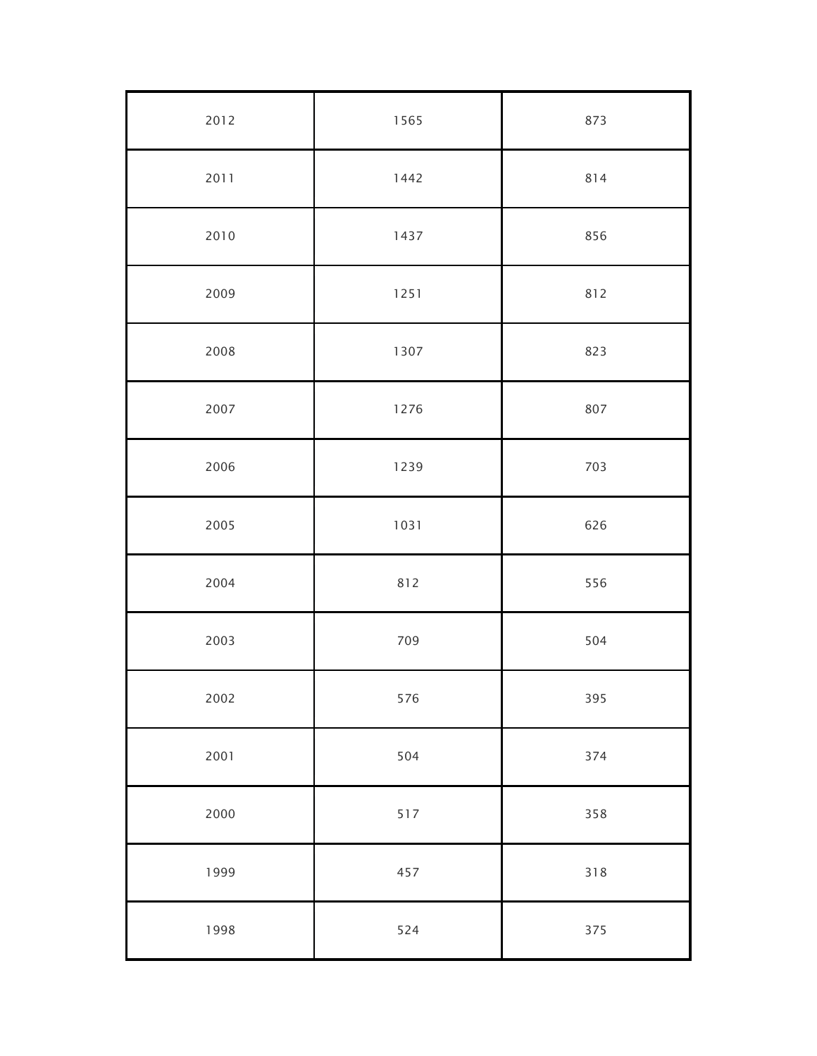| | | |
|---|---|---|
| 2012 | 1565 | 873 |
| 2011 | 1442 | 814 |
| 2010 | 1437 | 856 |
| 2009 | 1251 | 812 |
| 2008 | 1307 | 823 |
| 2007 | 1276 | 807 |
| 2006 | 1239 | 703 |
| 2005 | 1031 | 626 |
| 2004 | 812 | 556 |
| 2003 | 709 | 504 |
| 2002 | 576 | 395 |
| 2001 | 504 | 374 |
| 2000 | 517 | 358 |
| 1999 | 457 | 318 |
| 1998 | 524 | 375 |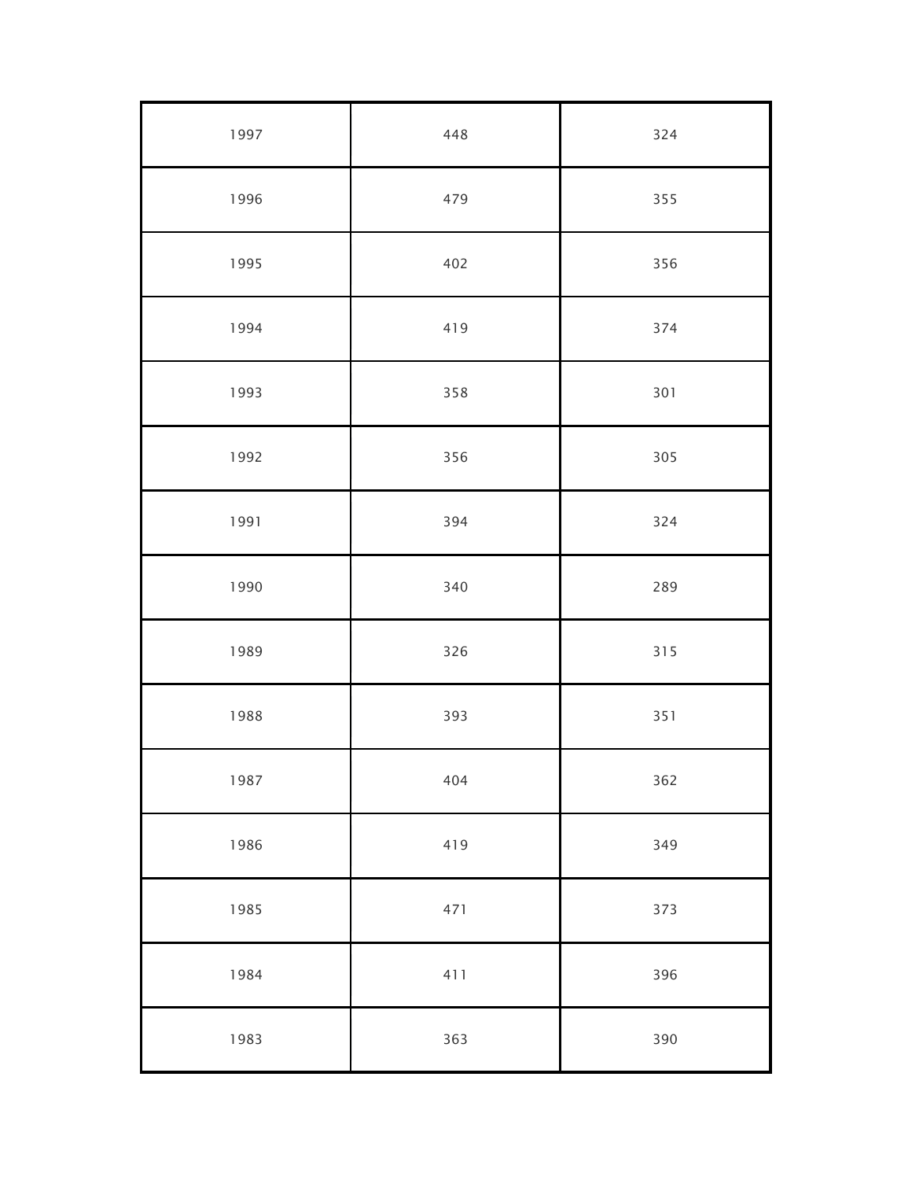| | | |
|---|---|---|
| 1997 | 448 | 324 |
| 1996 | 479 | 355 |
| 1995 | 402 | 356 |
| 1994 | 419 | 374 |
| 1993 | 358 | 301 |
| 1992 | 356 | 305 |
| 1991 | 394 | 324 |
| 1990 | 340 | 289 |
| 1989 | 326 | 315 |
| 1988 | 393 | 351 |
| 1987 | 404 | 362 |
| 1986 | 419 | 349 |
| 1985 | 471 | 373 |
| 1984 | 411 | 396 |
| 1983 | 363 | 390 |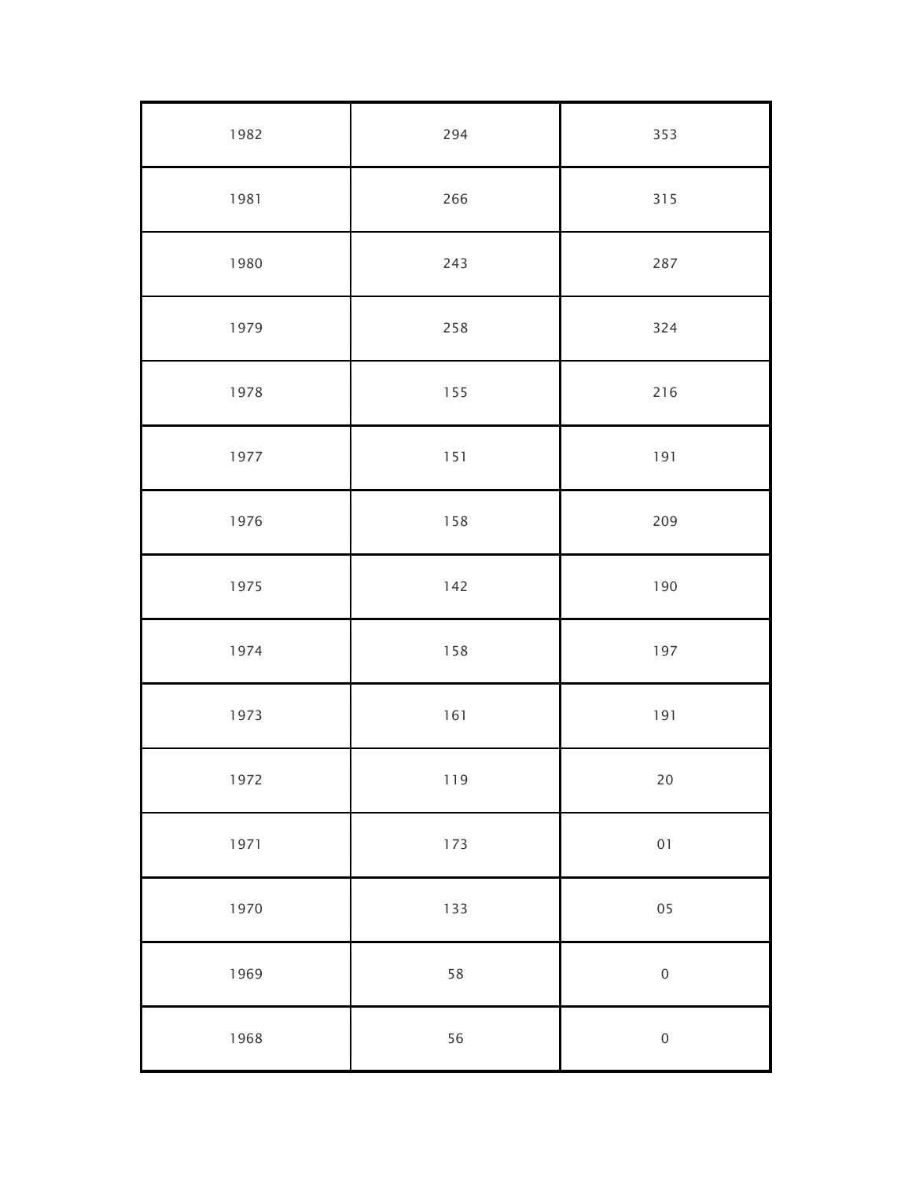| 1982 | 294 | 353 |
|---|---|---|
| 1981 | 266 | 315 |
| 1980 | 243 | 287 |
| 1979 | 258 | 324 |
| 1978 | 155 | 216 |
| 1977 | 151 | 191 |
| 1976 | 158 | 209 |
| 1975 | 142 | 190 |
| 1974 | 158 | 197 |
| 1973 | 161 | 191 |
| 1972 | 119 | 20 |
| 1971 | 173 | 01 |
| 1970 | 133 | 05 |
| 1969 | 58 | 0 |
| 1968 | 56 | 0 |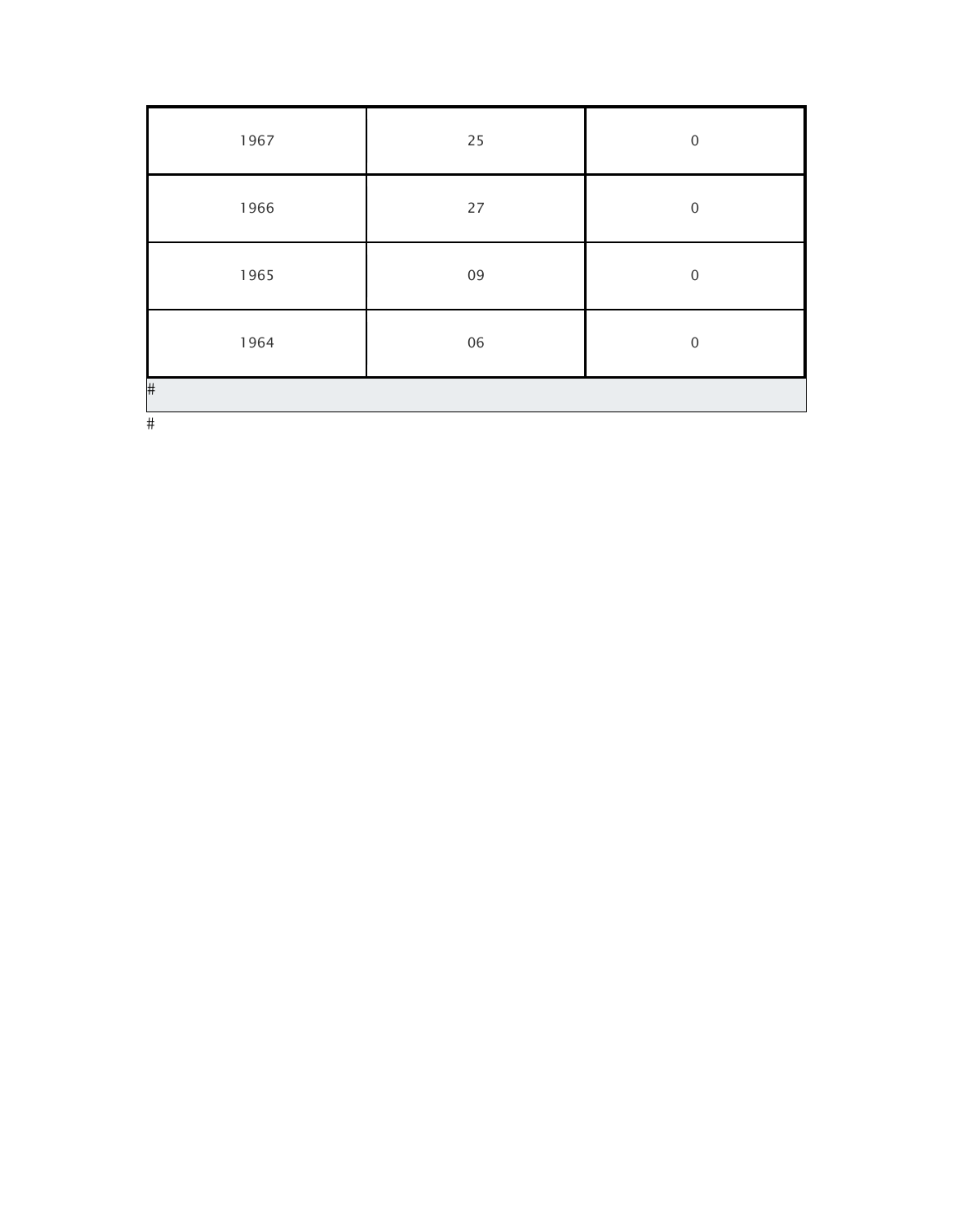| | | |
|---|---|---|
| 1967 | 25 | 0 |
| 1966 | 27 | 0 |
| 1965 | 09 | 0 |
| 1964 | 06 | 0 |

#

#